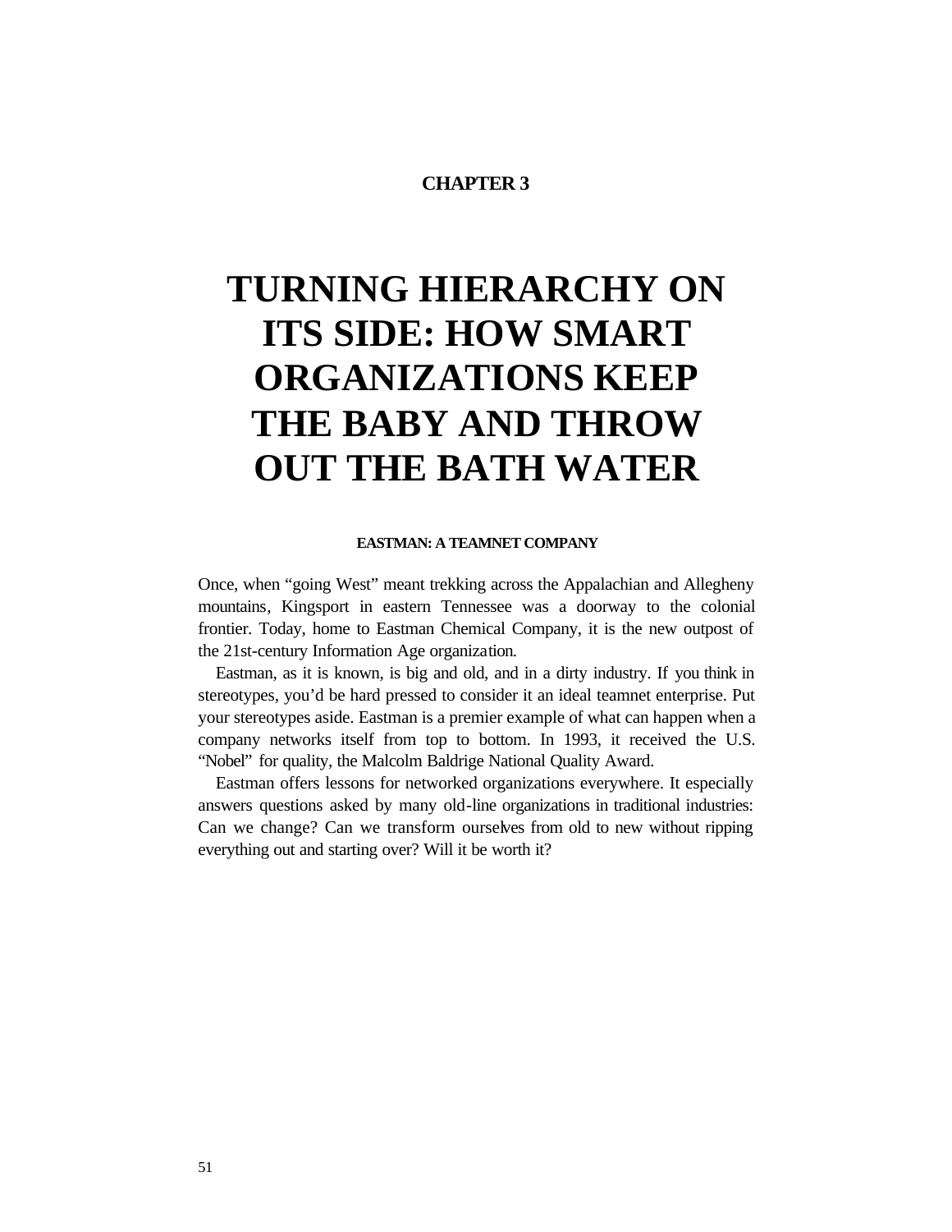# CHAPTER 3

# TURNING HIERARCHY ON ITS SIDE: HOW SMART ORGANIZATIONS KEEP THE BABY AND THROW OUT THE BATH WATER

### EASTMAN: A TEAMNET COMPANY

Once, when "going West" meant trekking across the Appalachian and Allegheny mountains, Kingsport in eastern Tennessee was a doorway to the colonial frontier. Today, home to Eastman Chemical Company, it is the new outpost of the 21st-century Information Age organization.

Eastman, as it is known, is big and old, and in a dirty industry. If you think in stereotypes, you'd be hard pressed to consider it an ideal teamnet enterprise. Put your stereotypes aside. Eastman is a premier example of what can happen when a company networks itself from top to bottom. In 1993, it received the U.S. "Nobel" for quality, the Malcolm Baldrige National Quality Award.

Eastman offers lessons for networked organizations everywhere. It especially answers questions asked by many old-line organizations in traditional industries: Can we change? Can we transform ourselves from old to new without ripping everything out and starting over? Will it be worth it?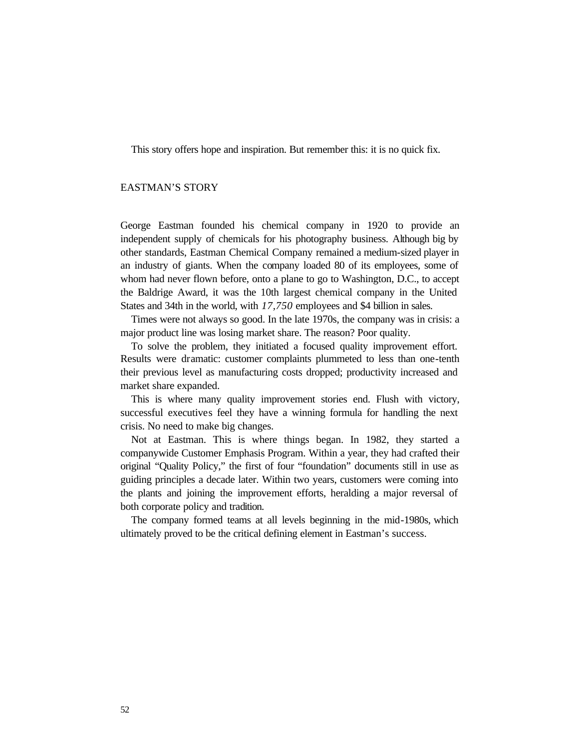This story offers hope and inspiration. But remember this: it is no quick fix.

## EASTMAN'S STORY

George Eastman founded his chemical company in 1920 to provide an independent supply of chemicals for his photography business. Although big by other standards, Eastman Chemical Company remained a medium-sized player in an industry of giants. When the company loaded 80 of its employees, some of whom had never flown before, onto a plane to go to Washington, D.C., to accept the Baldrige Award, it was the 10th largest chemical company in the United States and 34th in the world, with *17,750* employees and $4 billion in sales.

Times were not always so good. In the late 1970s, the company was in crisis: a major product line was losing market share. The reason? Poor quality.

To solve the problem, they initiated a focused quality improvement effort. Results were dramatic: customer complaints plummeted to less than one-tenth their previous level as manufacturing costs dropped; productivity increased and market share expanded.

This is where many quality improvement stories end. Flush with victory, successful executives feel they have a winning formula for handling the next crisis. No need to make big changes.

Not at Eastman. This is where things began. In 1982, they started a companywide Customer Emphasis Program. Within a year, they had crafted their original "Quality Policy," the first of four "foundation" documents still in use as guiding principles a decade later. Within two years, customers were coming into the plants and joining the improvement efforts, heralding a major reversal of both corporate policy and tradition.

The company formed teams at all levels beginning in the mid-1980s, which ultimately proved to be the critical defining element in Eastman's success.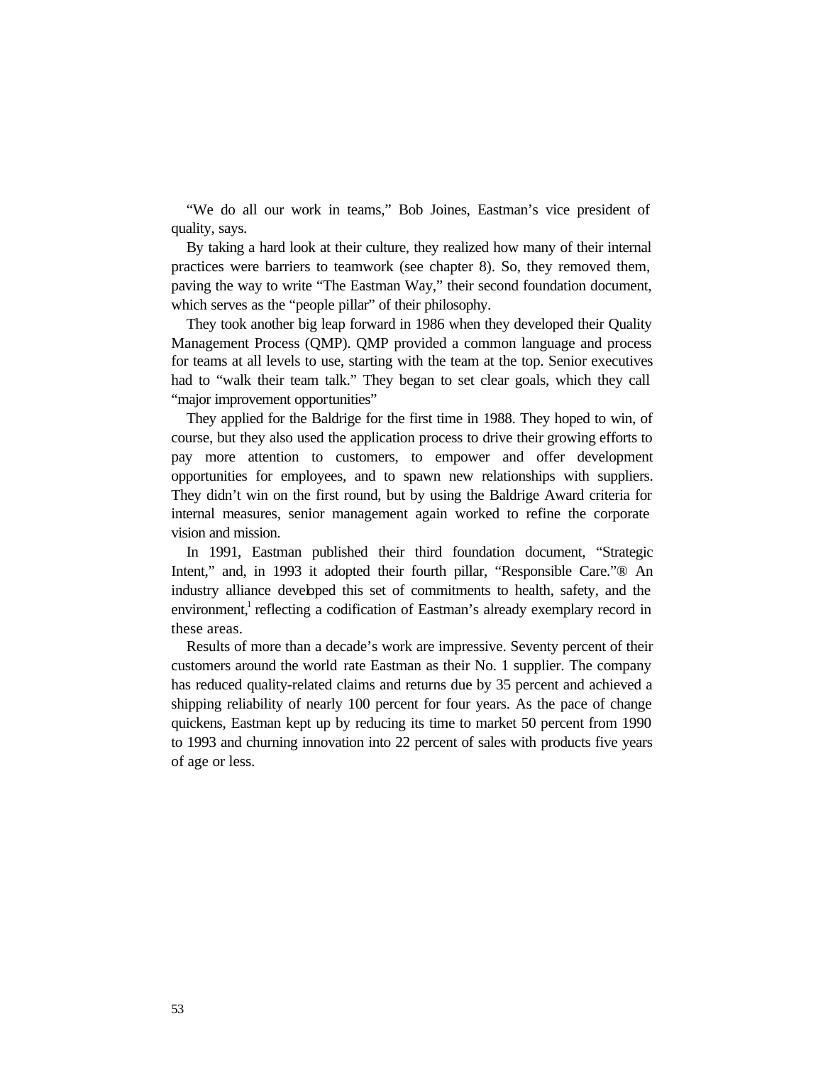"We do all our work in teams," Bob Joines, Eastman's vice president of quality, says.

By taking a hard look at their culture, they realized how many of their internal practices were barriers to teamwork (see chapter 8). So, they removed them, paving the way to write "The Eastman Way," their second foundation document, which serves as the "people pillar" of their philosophy.

They took another big leap forward in 1986 when they developed their Quality Management Process (QMP). QMP provided a common language and process for teams at all levels to use, starting with the team at the top. Senior executives had to "walk their team talk." They began to set clear goals, which they call "major improvement opportunities"

They applied for the Baldrige for the first time in 1988. They hoped to win, of course, but they also used the application process to drive their growing efforts to pay more attention to customers, to empower and offer development opportunities for employees, and to spawn new relationships with suppliers. They didn't win on the first round, but by using the Baldrige Award criteria for internal measures, senior management again worked to refine the corporate vision and mission.

In 1991, Eastman published their third foundation document, "Strategic Intent," and, in 1993 it adopted their fourth pillar, "Responsible Care."® An industry alliance developed this set of commitments to health, safety, and the environment,[1] reflecting a codification of Eastman's already exemplary record in these areas.

Results of more than a decade's work are impressive. Seventy percent of their customers around the world rate Eastman as their No. 1 supplier. The company has reduced quality-related claims and returns due by 35 percent and achieved a shipping reliability of nearly 100 percent for four years. As the pace of change quickens, Eastman kept up by reducing its time to market 50 percent from 1990 to 1993 and churning innovation into 22 percent of sales with products five years of age or less.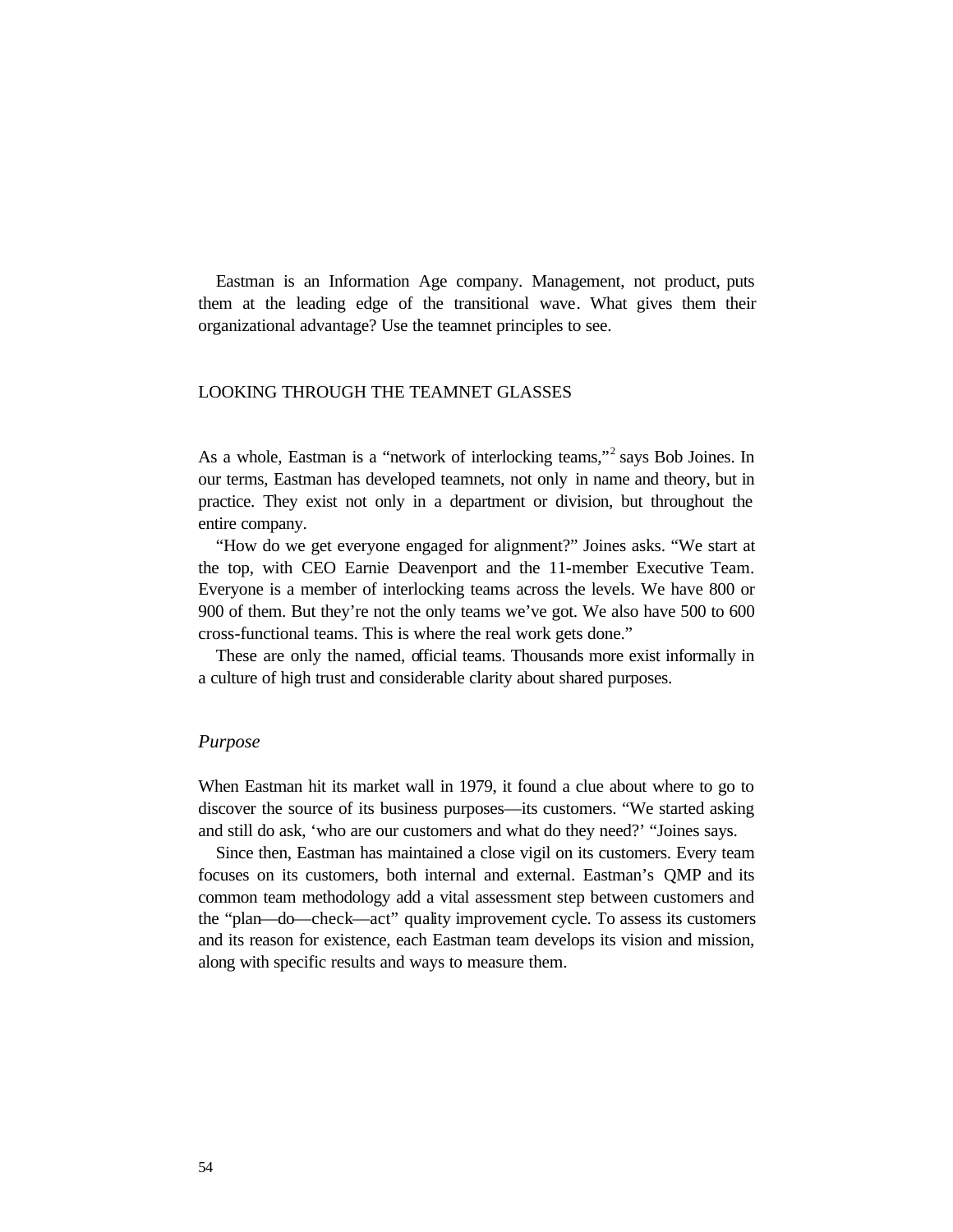Eastman is an Information Age company. Management, not product, puts them at the leading edge of the transitional wave. What gives them their organizational advantage? Use the teamnet principles to see.

## LOOKING THROUGH THE TEAMNET GLASSES

As a whole, Eastman is a "network of interlocking teams,"[2] says Bob Joines. In our terms, Eastman has developed teamnets, not only in name and theory, but in practice. They exist not only in a department or division, but throughout the entire company.

"How do we get everyone engaged for alignment?" Joines asks. "We start at the top, with CEO Earnie Deavenport and the 11-member Executive Team. Everyone is a member of interlocking teams across the levels. We have 800 or 900 of them. But they're not the only teams we've got. We also have 500 to 600 cross-functional teams. This is where the real work gets done."

These are only the named, official teams. Thousands more exist informally in a culture of high trust and considerable clarity about shared purposes.

### *Purpose*

When Eastman hit its market wall in 1979, it found a clue about where to go to discover the source of its business purposes—its customers. "We started asking and still do ask, 'who are our customers and what do they need?' "Joines says.

Since then, Eastman has maintained a close vigil on its customers. Every team focuses on its customers, both internal and external. Eastman's QMP and its common team methodology add a vital assessment step between customers and the "plan—do—check—act" quality improvement cycle. To assess its customers and its reason for existence, each Eastman team develops its vision and mission, along with specific results and ways to measure them.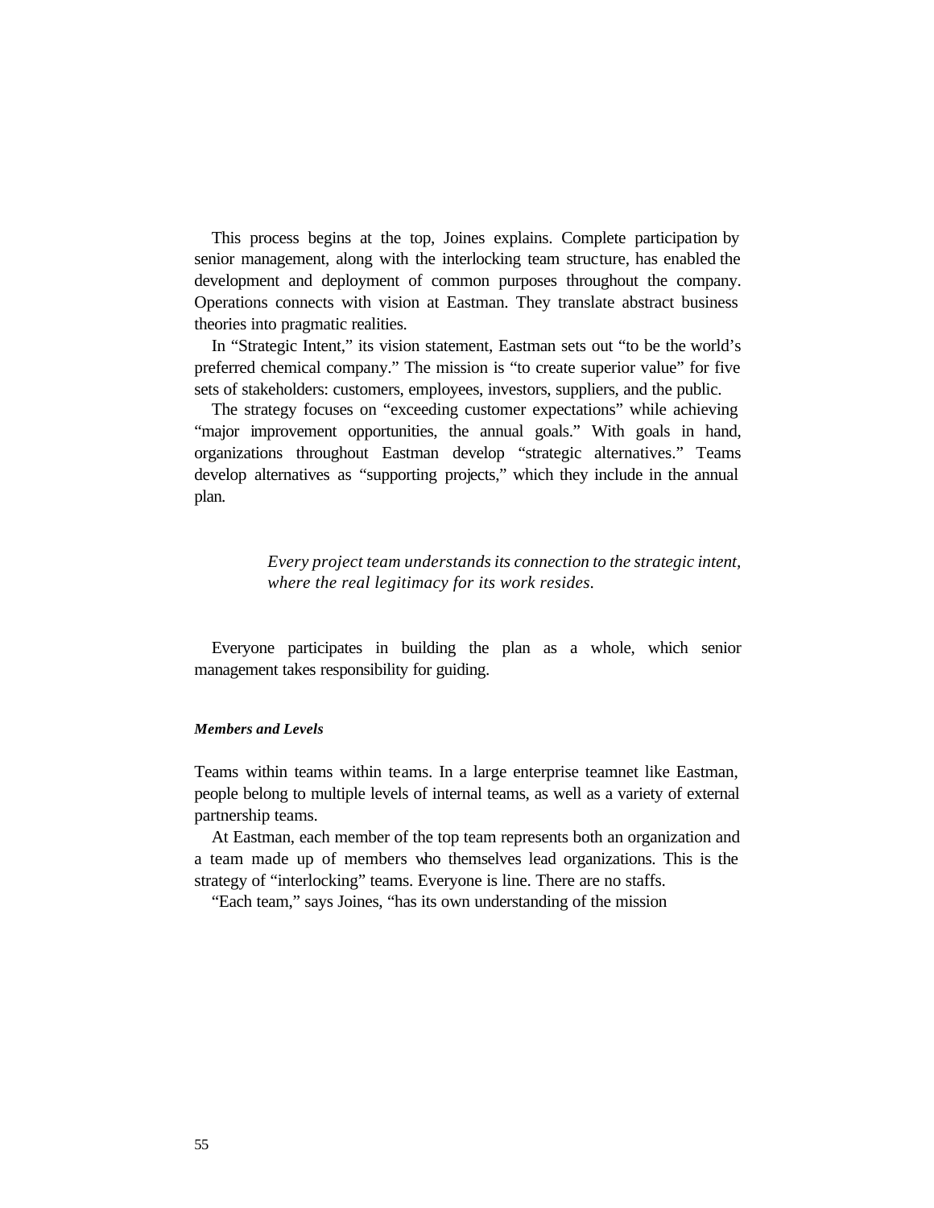This process begins at the top, Joines explains. Complete participation by senior management, along with the interlocking team structure, has enabled the development and deployment of common purposes throughout the company. Operations connects with vision at Eastman. They translate abstract business theories into pragmatic realities.

In “Strategic Intent,” its vision statement, Eastman sets out “to be the world’s preferred chemical company.” The mission is “to create superior value” for five sets of stakeholders: customers, employees, investors, suppliers, and the public.

The strategy focuses on “exceeding customer expectations” while achieving “major improvement opportunities, the annual goals.” With goals in hand, organizations throughout Eastman develop “strategic alternatives.” Teams develop alternatives as “supporting projects,” which they include in the annual plan.

> *Every project team understands its connection to the strategic intent, where the real legitimacy for its work resides.*

Everyone participates in building the plan as a whole, which senior management takes responsibility for guiding.

#### ***Members and Levels***

Teams within teams within teams. In a large enterprise teamnet like Eastman, people belong to multiple levels of internal teams, as well as a variety of external partnership teams.

At Eastman, each member of the top team represents both an organization and a team made up of members who themselves lead organizations. This is the strategy of “interlocking” teams. Everyone is line. There are no staffs.

“Each team,” says Joines, “has its own understanding of the mission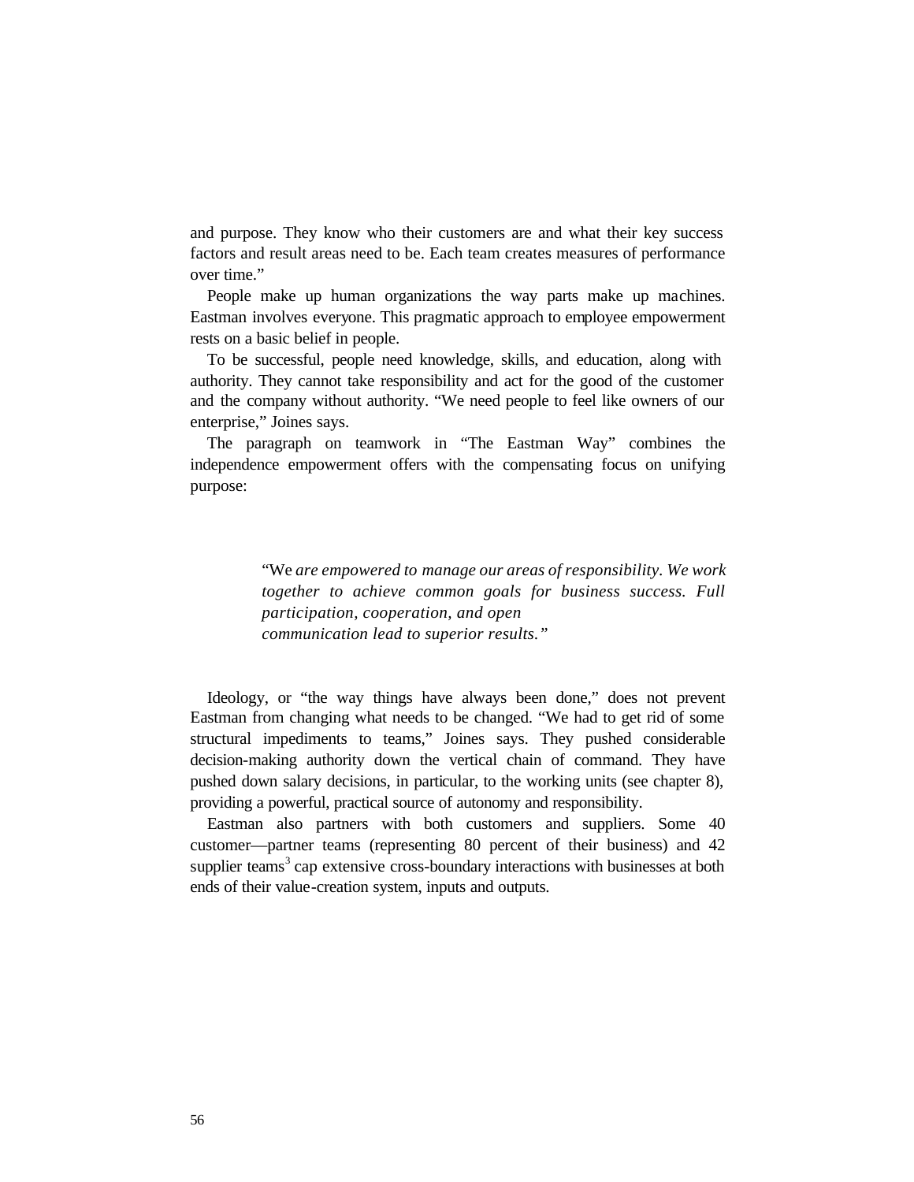and purpose. They know who their customers are and what their key success factors and result areas need to be. Each team creates measures of performance over time."

People make up human organizations the way parts make up machines. Eastman involves everyone. This pragmatic approach to employee empowerment rests on a basic belief in people.

To be successful, people need knowledge, skills, and education, along with authority. They cannot take responsibility and act for the good of the customer and the company without authority. "We need people to feel like owners of our enterprise," Joines says.

The paragraph on teamwork in "The Eastman Way" combines the independence empowerment offers with the compensating focus on unifying purpose:

> "We *are empowered to manage our areas of responsibility. We work together to achieve common goals for business success. Full participation, cooperation, and open communication lead to superior results."*

Ideology, or "the way things have always been done," does not prevent Eastman from changing what needs to be changed. "We had to get rid of some structural impediments to teams," Joines says. They pushed considerable decision-making authority down the vertical chain of command. They have pushed down salary decisions, in particular, to the working units (see chapter 8), providing a powerful, practical source of autonomy and responsibility.

Eastman also partners with both customers and suppliers. Some 40 customer—partner teams (representing 80 percent of their business) and 42 supplier teams[3] cap extensive cross-boundary interactions with businesses at both ends of their value-creation system, inputs and outputs.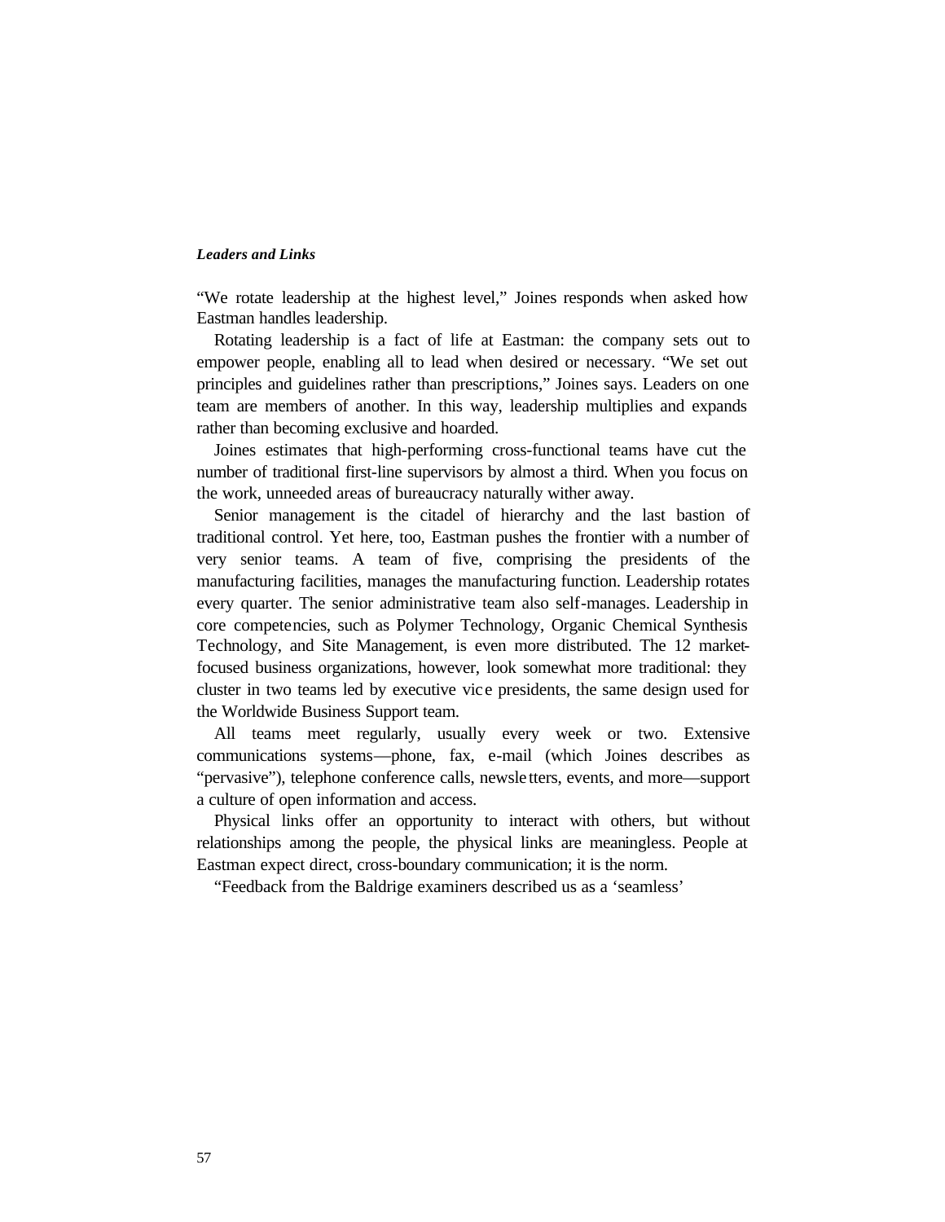### *Leaders and Links*

"We rotate leadership at the highest level," Joines responds when asked how Eastman handles leadership.

Rotating leadership is a fact of life at Eastman: the company sets out to empower people, enabling all to lead when desired or necessary. "We set out principles and guidelines rather than prescriptions," Joines says. Leaders on one team are members of another. In this way, leadership multiplies and expands rather than becoming exclusive and hoarded.

Joines estimates that high-performing cross-functional teams have cut the number of traditional first-line supervisors by almost a third. When you focus on the work, unneeded areas of bureaucracy naturally wither away.

Senior management is the citadel of hierarchy and the last bastion of traditional control. Yet here, too, Eastman pushes the frontier with a number of very senior teams. A team of five, comprising the presidents of the manufacturing facilities, manages the manufacturing function. Leadership rotates every quarter. The senior administrative team also self-manages. Leadership in core competencies, such as Polymer Technology, Organic Chemical Synthesis Technology, and Site Management, is even more distributed. The 12 market-focused business organizations, however, look somewhat more traditional: they cluster in two teams led by executive vice presidents, the same design used for the Worldwide Business Support team.

All teams meet regularly, usually every week or two. Extensive communications systems—phone, fax, e-mail (which Joines describes as "pervasive"), telephone conference calls, newsletters, events, and more—support a culture of open information and access.

Physical links offer an opportunity to interact with others, but without relationships among the people, the physical links are meaningless. People at Eastman expect direct, cross-boundary communication; it is the norm.

"Feedback from the Baldrige examiners described us as a 'seamless'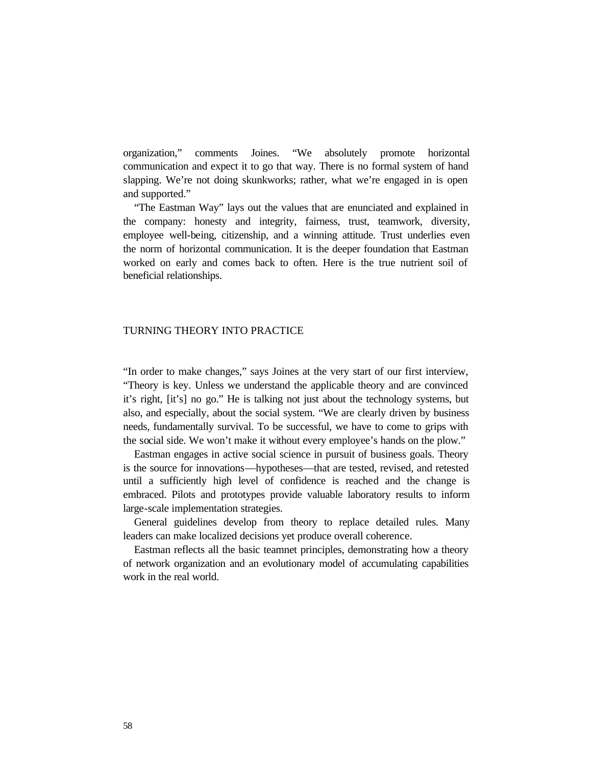organization," comments Joines. "We absolutely promote horizontal communication and expect it to go that way. There is no formal system of hand slapping. We're not doing skunkworks; rather, what we're engaged in is open and supported."

"The Eastman Way" lays out the values that are enunciated and explained in the company: honesty and integrity, fairness, trust, teamwork, diversity, employee well-being, citizenship, and a winning attitude. Trust underlies even the norm of horizontal communication. It is the deeper foundation that Eastman worked on early and comes back to often. Here is the true nutrient soil of beneficial relationships.

## TURNING THEORY INTO PRACTICE

"In order to make changes," says Joines at the very start of our first interview, "Theory is key. Unless we understand the applicable theory and are convinced it's right, [it's] no go." He is talking not just about the technology systems, but also, and especially, about the social system. "We are clearly driven by business needs, fundamentally survival. To be successful, we have to come to grips with the social side. We won't make it without every employee's hands on the plow."

Eastman engages in active social science in pursuit of business goals. Theory is the source for innovations—hypotheses—that are tested, revised, and retested until a sufficiently high level of confidence is reached and the change is embraced. Pilots and prototypes provide valuable laboratory results to inform large-scale implementation strategies.

General guidelines develop from theory to replace detailed rules. Many leaders can make localized decisions yet produce overall coherence.

Eastman reflects all the basic teamnet principles, demonstrating how a theory of network organization and an evolutionary model of accumulating capabilities work in the real world.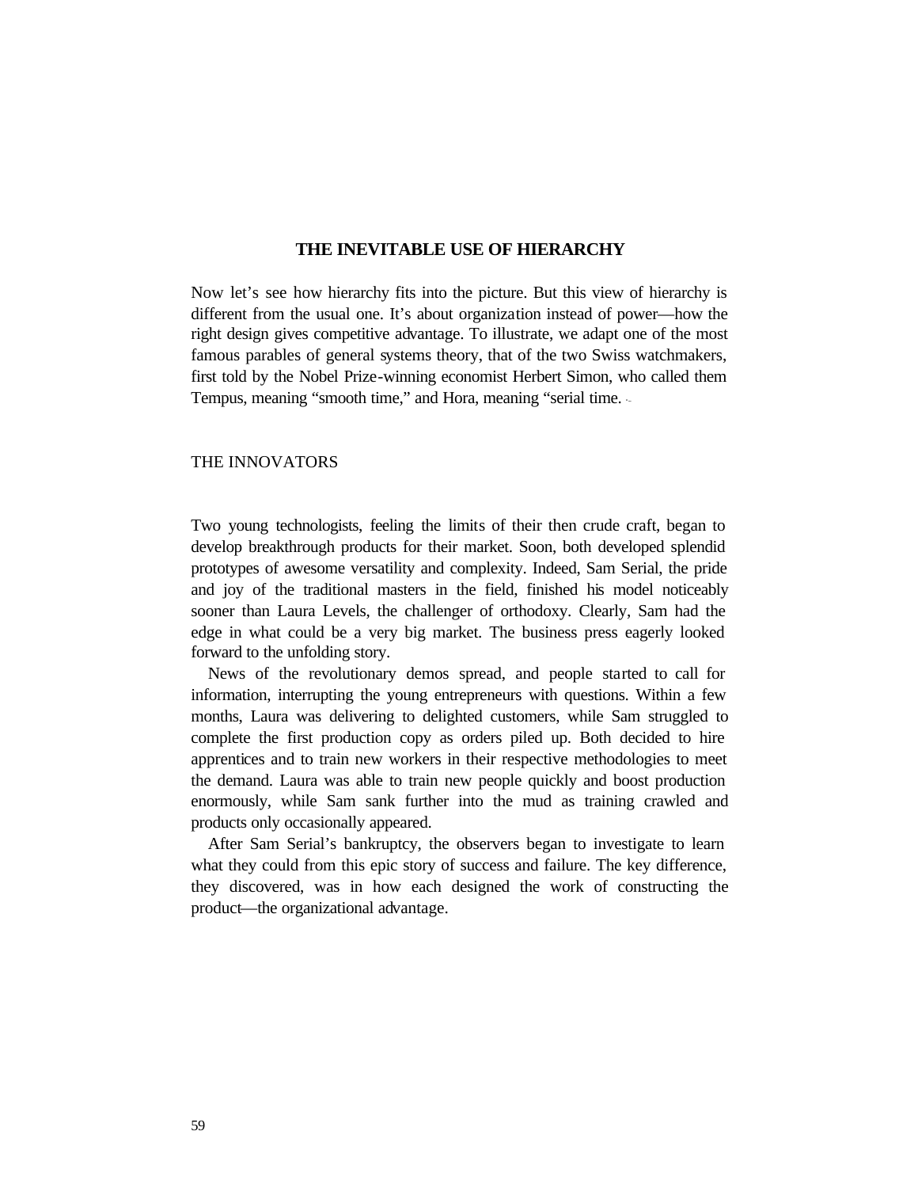## THE INEVITABLE USE OF HIERARCHY

Now let's see how hierarchy fits into the picture. But this view of hierarchy is different from the usual one. It's about organization instead of power—how the right design gives competitive advantage. To illustrate, we adapt one of the most famous parables of general systems theory, that of the two Swiss watchmakers, first told by the Nobel Prize-winning economist Herbert Simon, who called them Tempus, meaning "smooth time," and Hora, meaning "serial time.

### THE INNOVATORS

Two young technologists, feeling the limits of their then crude craft, began to develop breakthrough products for their market. Soon, both developed splendid prototypes of awesome versatility and complexity. Indeed, Sam Serial, the pride and joy of the traditional masters in the field, finished his model noticeably sooner than Laura Levels, the challenger of orthodoxy. Clearly, Sam had the edge in what could be a very big market. The business press eagerly looked forward to the unfolding story.

News of the revolutionary demos spread, and people started to call for information, interrupting the young entrepreneurs with questions. Within a few months, Laura was delivering to delighted customers, while Sam struggled to complete the first production copy as orders piled up. Both decided to hire apprentices and to train new workers in their respective methodologies to meet the demand. Laura was able to train new people quickly and boost production enormously, while Sam sank further into the mud as training crawled and products only occasionally appeared.

After Sam Serial's bankruptcy, the observers began to investigate to learn what they could from this epic story of success and failure. The key difference, they discovered, was in how each designed the work of constructing the product—the organizational advantage.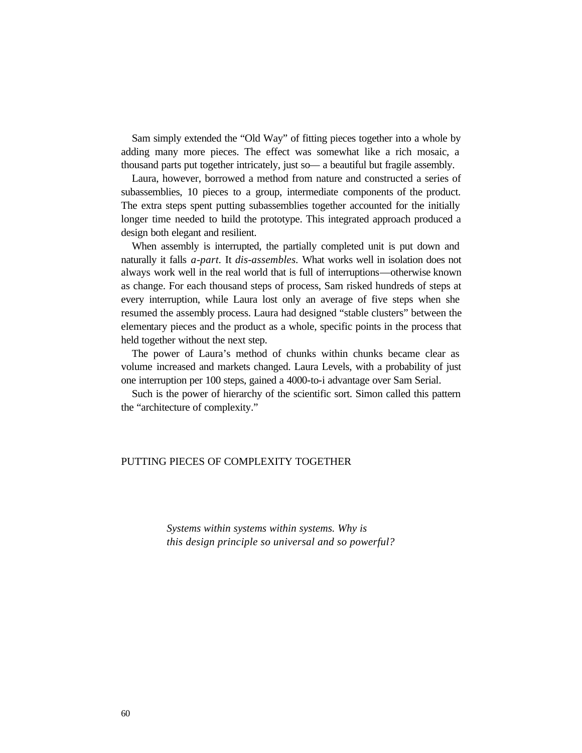Sam simply extended the "Old Way" of fitting pieces together into a whole by adding many more pieces. The effect was somewhat like a rich mosaic, a thousand parts put together intricately, just so— a beautiful but fragile assembly.

Laura, however, borrowed a method from nature and constructed a series of subassemblies, 10 pieces to a group, intermediate components of the product. The extra steps spent putting subassemblies together accounted for the initially longer time needed to build the prototype. This integrated approach produced a design both elegant and resilient.

When assembly is interrupted, the partially completed unit is put down and naturally it falls *a-part*. It *dis-assembles*. What works well in isolation does not always work well in the real world that is full of interruptions—otherwise known as change. For each thousand steps of process, Sam risked hundreds of steps at every interruption, while Laura lost only an average of five steps when she resumed the assembly process. Laura had designed "stable clusters" between the elementary pieces and the product as a whole, specific points in the process that held together without the next step.

The power of Laura's method of chunks within chunks became clear as volume increased and markets changed. Laura Levels, with a probability of just one interruption per 100 steps, gained a 4000-to-i advantage over Sam Serial.

Such is the power of hierarchy of the scientific sort. Simon called this pattern the "architecture of complexity."

## PUTTING PIECES OF COMPLEXITY TOGETHER

> *Systems within systems within systems. Why is this design principle so universal and so powerful?*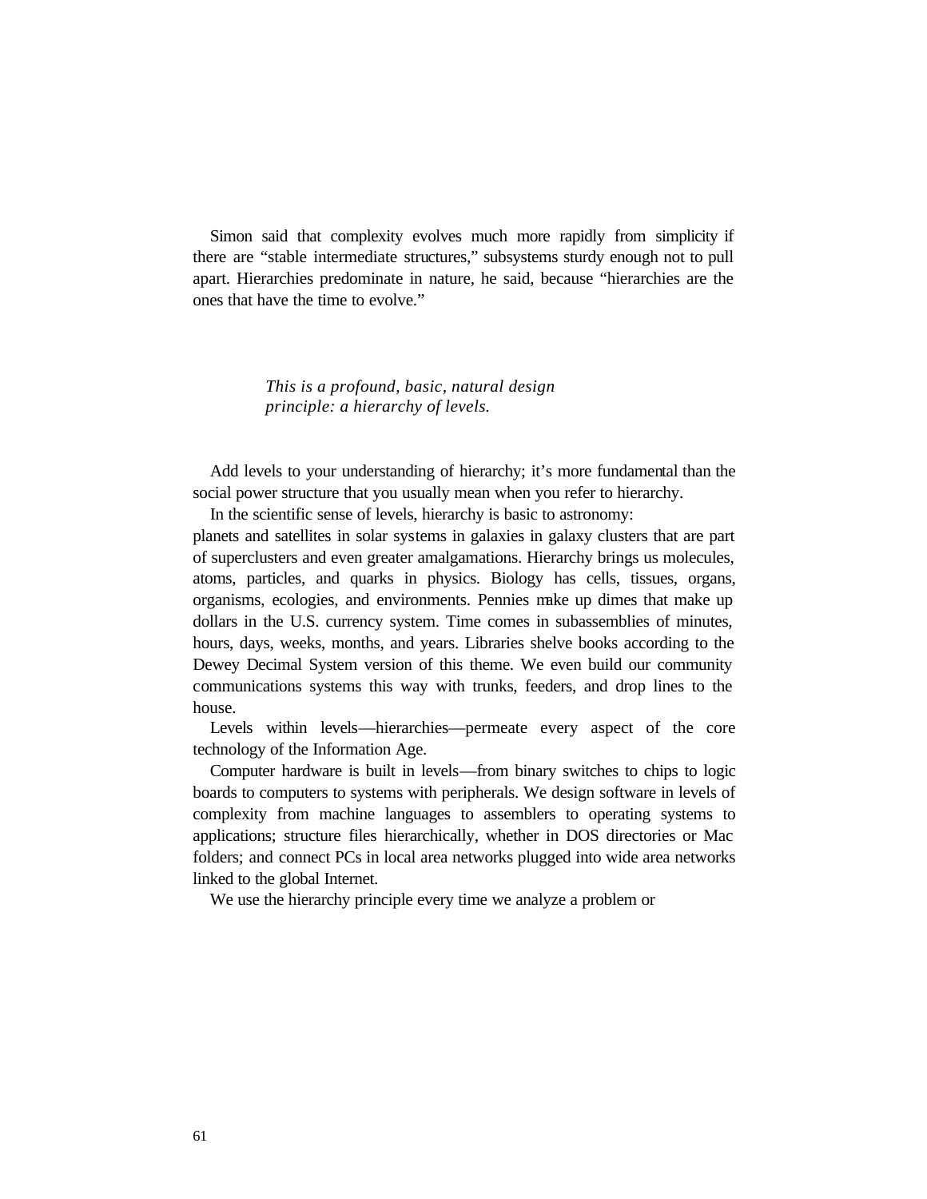Simon said that complexity evolves much more rapidly from simplicity if there are “stable intermediate structures,” subsystems sturdy enough not to pull apart. Hierarchies predominate in nature, he said, because “hierarchies are the ones that have the time to evolve.”

> *This is a profound, basic, natural design principle: a hierarchy of levels.*

Add levels to your understanding of hierarchy; it’s more fundamental than the social power structure that you usually mean when you refer to hierarchy.

In the scientific sense of levels, hierarchy is basic to astronomy: planets and satellites in solar systems in galaxies in galaxy clusters that are part of superclusters and even greater amalgamations. Hierarchy brings us molecules, atoms, particles, and quarks in physics. Biology has cells, tissues, organs, organisms, ecologies, and environments. Pennies make up dimes that make up dollars in the U.S. currency system. Time comes in subassemblies of minutes, hours, days, weeks, months, and years. Libraries shelve books according to the Dewey Decimal System version of this theme. We even build our community communications systems this way with trunks, feeders, and drop lines to the house.

Levels within levels—hierarchies—permeate every aspect of the core technology of the Information Age.

Computer hardware is built in levels—from binary switches to chips to logic boards to computers to systems with peripherals. We design software in levels of complexity from machine languages to assemblers to operating systems to applications; structure files hierarchically, whether in DOS directories or Mac folders; and connect PCs in local area networks plugged into wide area networks linked to the global Internet.

We use the hierarchy principle every time we analyze a problem or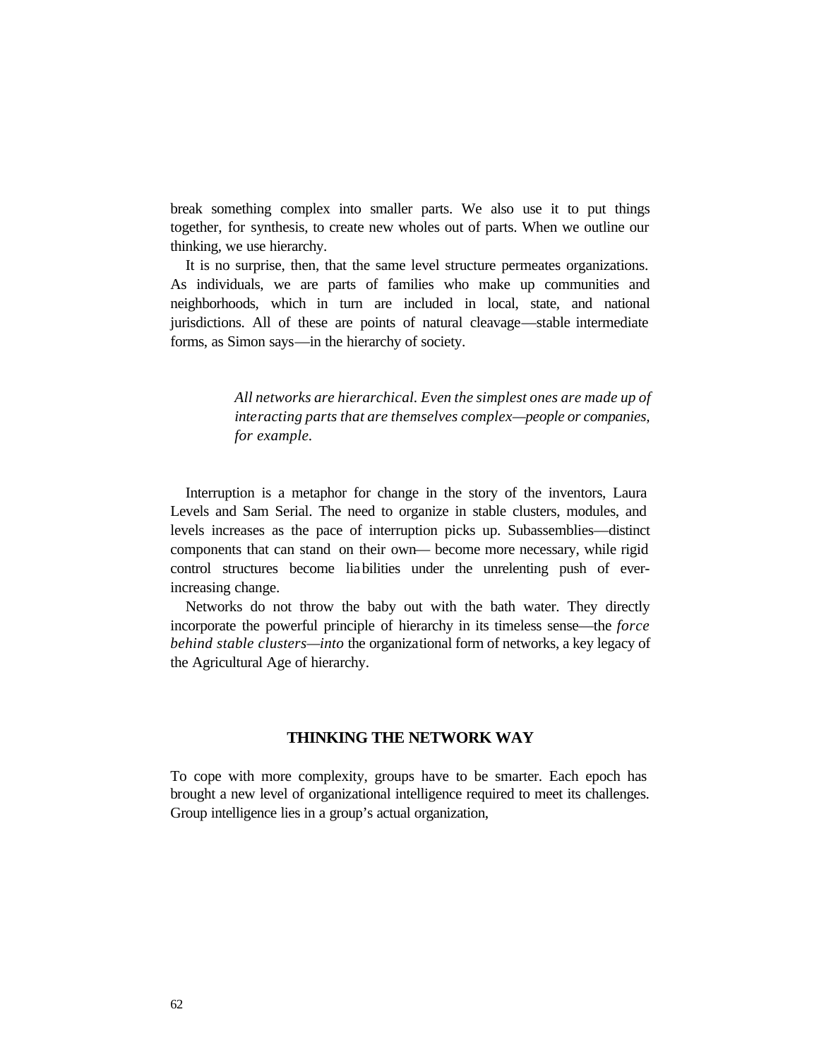break something complex into smaller parts. We also use it to put things together, for synthesis, to create new wholes out of parts. When we outline our thinking, we use hierarchy.

It is no surprise, then, that the same level structure permeates organizations. As individuals, we are parts of families who make up communities and neighborhoods, which in turn are included in local, state, and national jurisdictions. All of these are points of natural cleavage—stable intermediate forms, as Simon says—in the hierarchy of society.

> *All networks are hierarchical. Even the simplest ones are made up of interacting parts that are themselves complex—people or companies, for example.*

Interruption is a metaphor for change in the story of the inventors, Laura Levels and Sam Serial. The need to organize in stable clusters, modules, and levels increases as the pace of interruption picks up. Subassemblies—distinct components that can stand on their own— become more necessary, while rigid control structures become liabilities under the unrelenting push of ever-increasing change.

Networks do not throw the baby out with the bath water. They directly incorporate the powerful principle of hierarchy in its timeless sense—the *force behind stable clusters—into* the organizational form of networks, a key legacy of the Agricultural Age of hierarchy.

## THINKING THE NETWORK WAY

To cope with more complexity, groups have to be smarter. Each epoch has brought a new level of organizational intelligence required to meet its challenges. Group intelligence lies in a group's actual organization,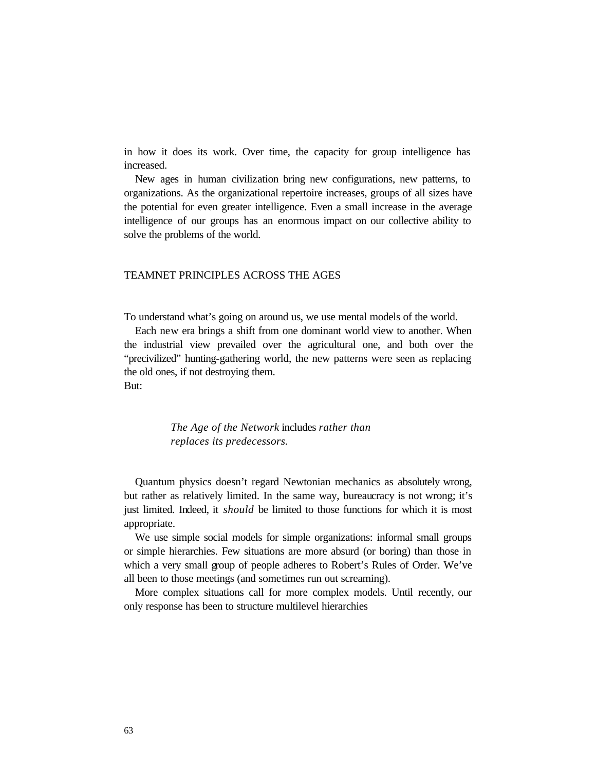in how it does its work. Over time, the capacity for group intelligence has increased.

New ages in human civilization bring new configurations, new patterns, to organizations. As the organizational repertoire increases, groups of all sizes have the potential for even greater intelligence. Even a small increase in the average intelligence of our groups has an enormous impact on our collective ability to solve the problems of the world.

## TEAMNET PRINCIPLES ACROSS THE AGES

To understand what's going on around us, we use mental models of the world.

Each new era brings a shift from one dominant world view to another. When the industrial view prevailed over the agricultural one, and both over the "precivilized" hunting-gathering world, the new patterns were seen as replacing the old ones, if not destroying them.

But:

> *The Age of the Network* includes *rather than replaces its predecessors.*

Quantum physics doesn't regard Newtonian mechanics as absolutely wrong, but rather as relatively limited. In the same way, bureaucracy is not wrong; it's just limited. Indeed, it *should* be limited to those functions for which it is most appropriate.

We use simple social models for simple organizations: informal small groups or simple hierarchies. Few situations are more absurd (or boring) than those in which a very small group of people adheres to Robert's Rules of Order. We've all been to those meetings (and sometimes run out screaming).

More complex situations call for more complex models. Until recently, our only response has been to structure multilevel hierarchies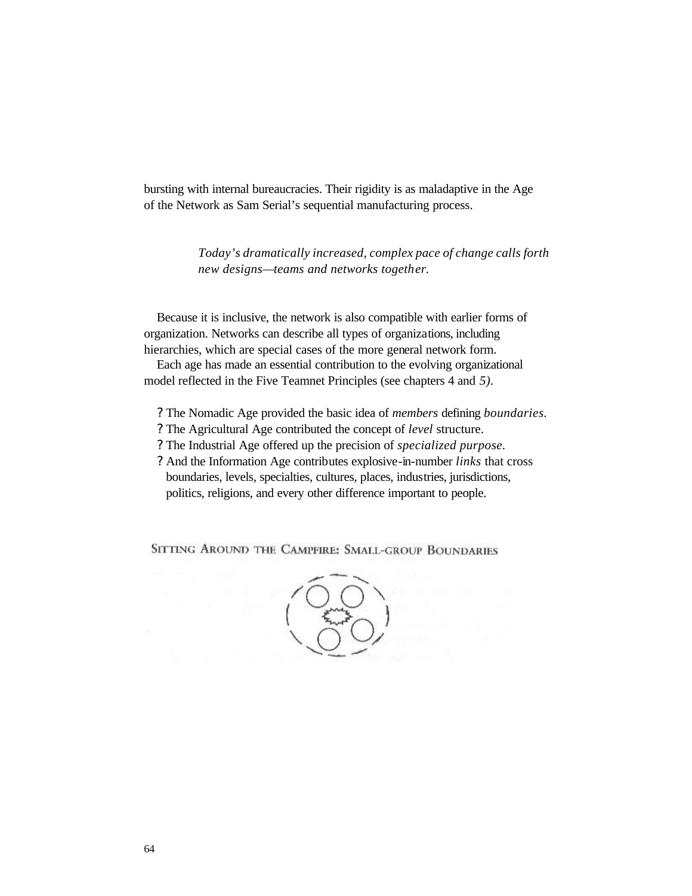bursting with internal bureaucracies. Their rigidity is as maladaptive in the Age of the Network as Sam Serial's sequential manufacturing process.

> *Today's dramatically increased, complex pace of change calls forth new designs—teams and networks together.*

Because it is inclusive, the network is also compatible with earlier forms of organization. Networks can describe all types of organizations, including hierarchies, which are special cases of the more general network form.

Each age has made an essential contribution to the evolving organizational model reflected in the Five Teamnet Principles (see chapters 4 and *5)*.

- The Nomadic Age provided the basic idea of *members* defining *boundaries*.
- The Agricultural Age contributed the concept of *level* structure.
- The Industrial Age offered up the precision of *specialized purpose*.
- And the Information Age contributes explosive-in-number *links* that cross boundaries, levels, specialties, cultures, places, industries, jurisdictions, politics, religions, and every other difference important to people.

SITTING AROUND THE CAMPFIRE: SMALL-GROUP BOUNDARIES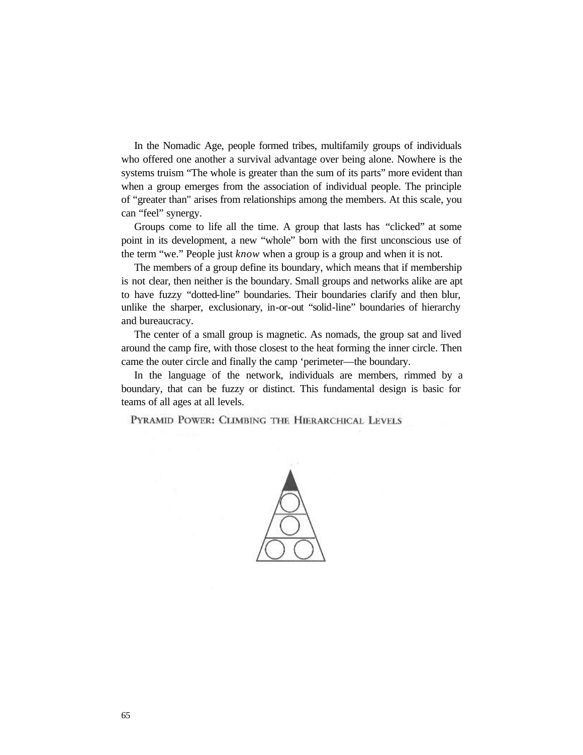In the Nomadic Age, people formed tribes, multifamily groups of individuals who offered one another a survival advantage over being alone. Nowhere is the systems truism “The whole is greater than the sum of its parts” more evident than when a group emerges from the association of individual people. The principle of “greater than" arises from relationships among the members. At this scale, you can “feel” synergy.

Groups come to life all the time. A group that lasts has “clicked” at some point in its development, a new “whole” born with the first unconscious use of the term “we.” People just *know* when a group is a group and when it is not.

The members of a group define its boundary, which means that if membership is not clear, then neither is the boundary. Small groups and networks alike are apt to have fuzzy “dotted-line” boundaries. Their boundaries clarify and then blur, unlike the sharper, exclusionary, in-or-out “solid-line” boundaries of hierarchy and bureaucracy.

The center of a small group is magnetic. As nomads, the group sat and lived around the camp fire, with those closest to the heat forming the inner circle. Then came the outer circle and finally the camp ‘perimeter—the boundary.

In the language of the network, individuals are members, rimmed by a boundary, that can be fuzzy or distinct. This fundamental design is basic for teams of all ages at all levels.

## Pyramid Power: Climbing the Hierarchical Levels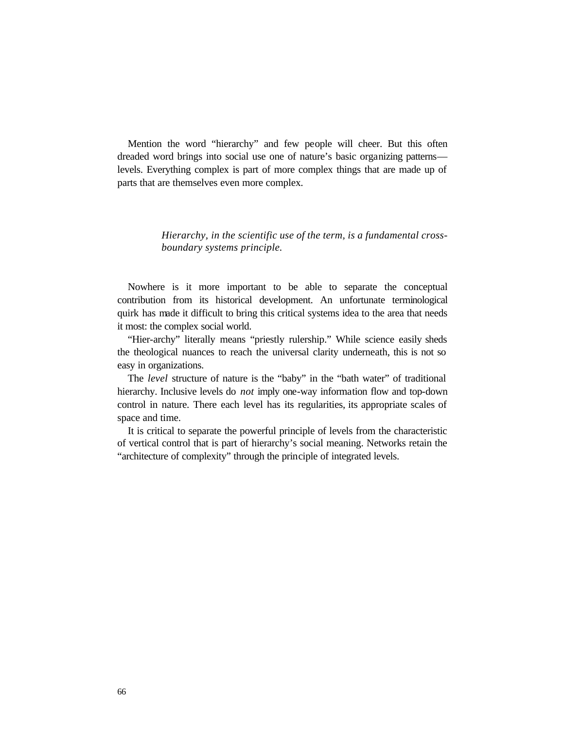Mention the word "hierarchy" and few people will cheer. But this often dreaded word brings into social use one of nature's basic organizing patterns—levels. Everything complex is part of more complex things that are made up of parts that are themselves even more complex.

> *Hierarchy, in the scientific use of the term, is a fundamental cross-boundary systems principle.*

Nowhere is it more important to be able to separate the conceptual contribution from its historical development. An unfortunate terminological quirk has made it difficult to bring this critical systems idea to the area that needs it most: the complex social world.

"Hier-archy" literally means "priestly rulership." While science easily sheds the theological nuances to reach the universal clarity underneath, this is not so easy in organizations.

The *level* structure of nature is the "baby" in the "bath water" of traditional hierarchy. Inclusive levels do *not* imply one-way information flow and top-down control in nature. There each level has its regularities, its appropriate scales of space and time.

It is critical to separate the powerful principle of levels from the characteristic of vertical control that is part of hierarchy's social meaning. Networks retain the "architecture of complexity" through the principle of integrated levels.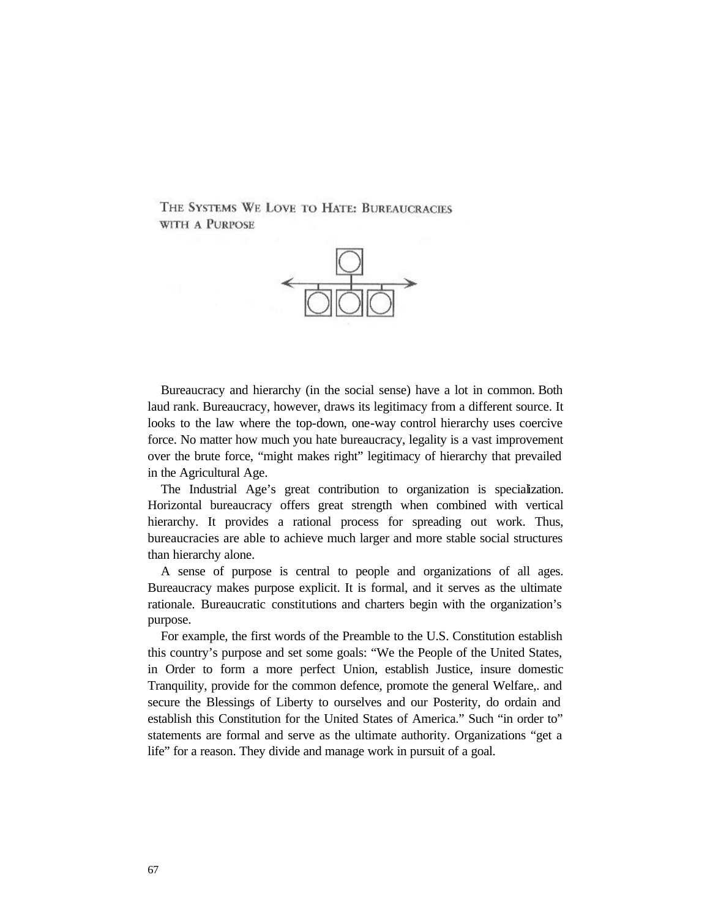## The Systems We Love to Hate: Bureaucracies with a Purpose

Bureaucracy and hierarchy (in the social sense) have a lot in common. Both laud rank. Bureaucracy, however, draws its legitimacy from a different source. It looks to the law where the top-down, one-way control hierarchy uses coercive force. No matter how much you hate bureaucracy, legality is a vast improvement over the brute force, "might makes right" legitimacy of hierarchy that prevailed in the Agricultural Age.

The Industrial Age's great contribution to organization is specialization. Horizontal bureaucracy offers great strength when combined with vertical hierarchy. It provides a rational process for spreading out work. Thus, bureaucracies are able to achieve much larger and more stable social structures than hierarchy alone.

A sense of purpose is central to people and organizations of all ages. Bureaucracy makes purpose explicit. It is formal, and it serves as the ultimate rationale. Bureaucratic constitutions and charters begin with the organization's purpose.

For example, the first words of the Preamble to the U.S. Constitution establish this country's purpose and set some goals: "We the People of the United States, in Order to form a more perfect Union, establish Justice, insure domestic Tranquility, provide for the common defence, promote the general Welfare,. and secure the Blessings of Liberty to ourselves and our Posterity, do ordain and establish this Constitution for the United States of America." Such "in order to" statements are formal and serve as the ultimate authority. Organizations "get a life" for a reason. They divide and manage work in pursuit of a goal.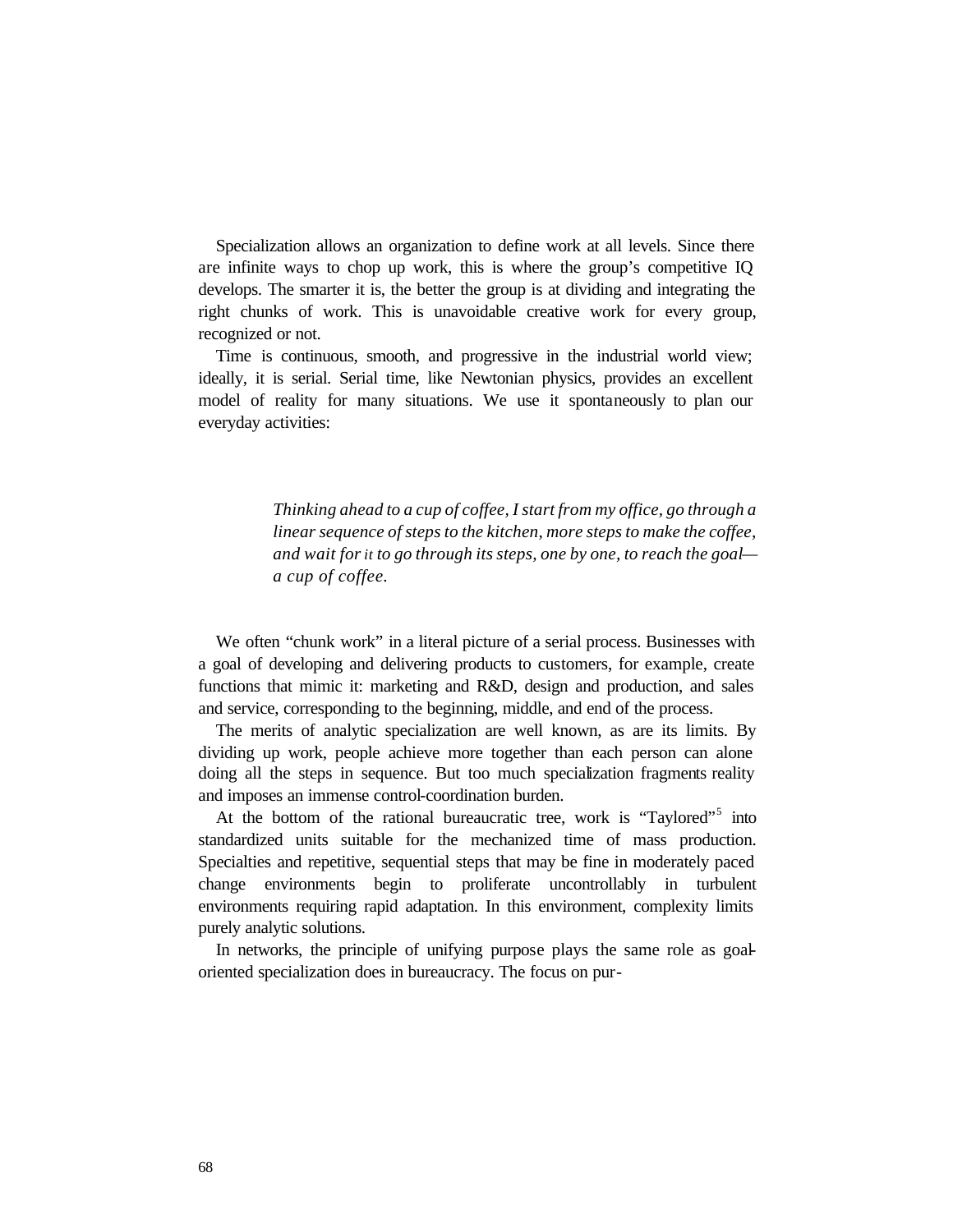Specialization allows an organization to define work at all levels. Since there are infinite ways to chop up work, this is where the group's competitive IQ develops. The smarter it is, the better the group is at dividing and integrating the right chunks of work. This is unavoidable creative work for every group, recognized or not.

Time is continuous, smooth, and progressive in the industrial world view; ideally, it is serial. Serial time, like Newtonian physics, provides an excellent model of reality for many situations. We use it spontaneously to plan our everyday activities:

> *Thinking ahead to a cup of coffee, I start from my office, go through a linear sequence of steps to the kitchen, more steps to make the coffee, and wait for it to go through its steps, one by one, to reach the goal—a cup of coffee.*

We often "chunk work" in a literal picture of a serial process. Businesses with a goal of developing and delivering products to customers, for example, create functions that mimic it: marketing and R&D, design and production, and sales and service, corresponding to the beginning, middle, and end of the process.

The merits of analytic specialization are well known, as are its limits. By dividing up work, people achieve more together than each person can alone doing all the steps in sequence. But too much specialization fragments reality and imposes an immense control-coordination burden.

At the bottom of the rational bureaucratic tree, work is "Taylored"[5] into standardized units suitable for the mechanized time of mass production. Specialties and repetitive, sequential steps that may be fine in moderately paced change environments begin to proliferate uncontrollably in turbulent environments requiring rapid adaptation. In this environment, complexity limits purely analytic solutions.

In networks, the principle of unifying purpose plays the same role as goal-oriented specialization does in bureaucracy. The focus on pur-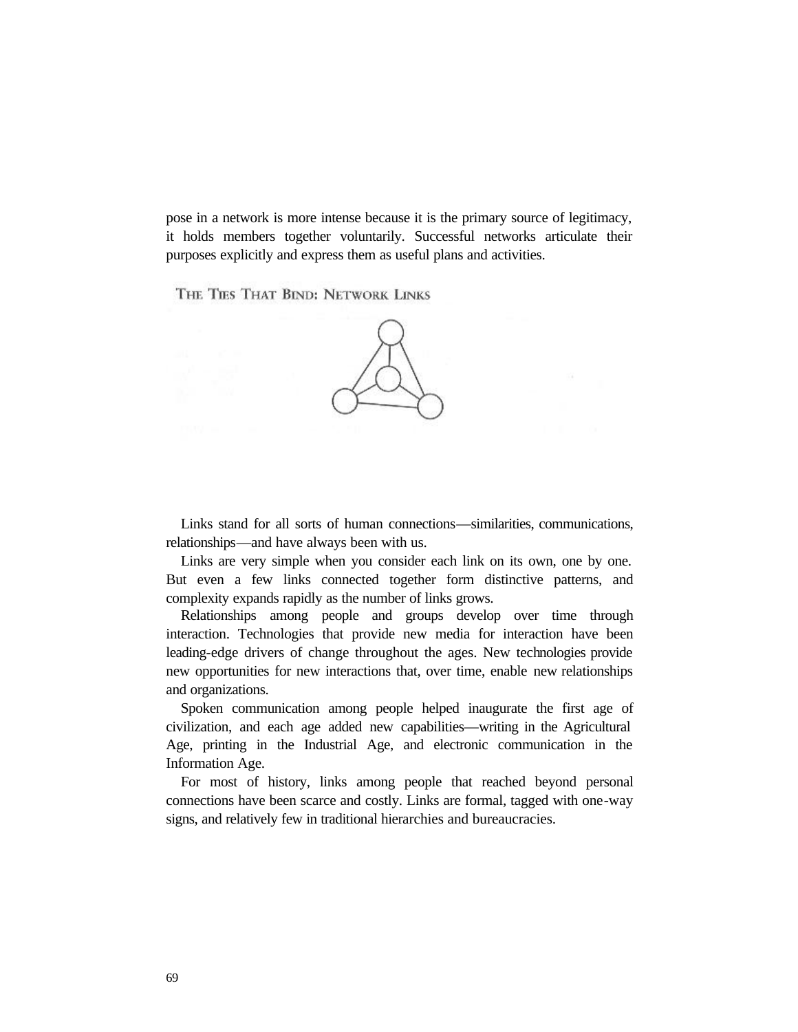pose in a network is more intense because it is the primary source of legitimacy, it holds members together voluntarily. Successful networks articulate their purposes explicitly and express them as useful plans and activities.

## THE TIES THAT BIND: NETWORK LINKS

Links stand for all sorts of human connections—similarities, communications, relationships—and have always been with us.

Links are very simple when you consider each link on its own, one by one. But even a few links connected together form distinctive patterns, and complexity expands rapidly as the number of links grows.

Relationships among people and groups develop over time through interaction. Technologies that provide new media for interaction have been leading-edge drivers of change throughout the ages. New technologies provide new opportunities for new interactions that, over time, enable new relationships and organizations.

Spoken communication among people helped inaugurate the first age of civilization, and each age added new capabilities—writing in the Agricultural Age, printing in the Industrial Age, and electronic communication in the Information Age.

For most of history, links among people that reached beyond personal connections have been scarce and costly. Links are formal, tagged with one-way signs, and relatively few in traditional hierarchies and bureaucracies.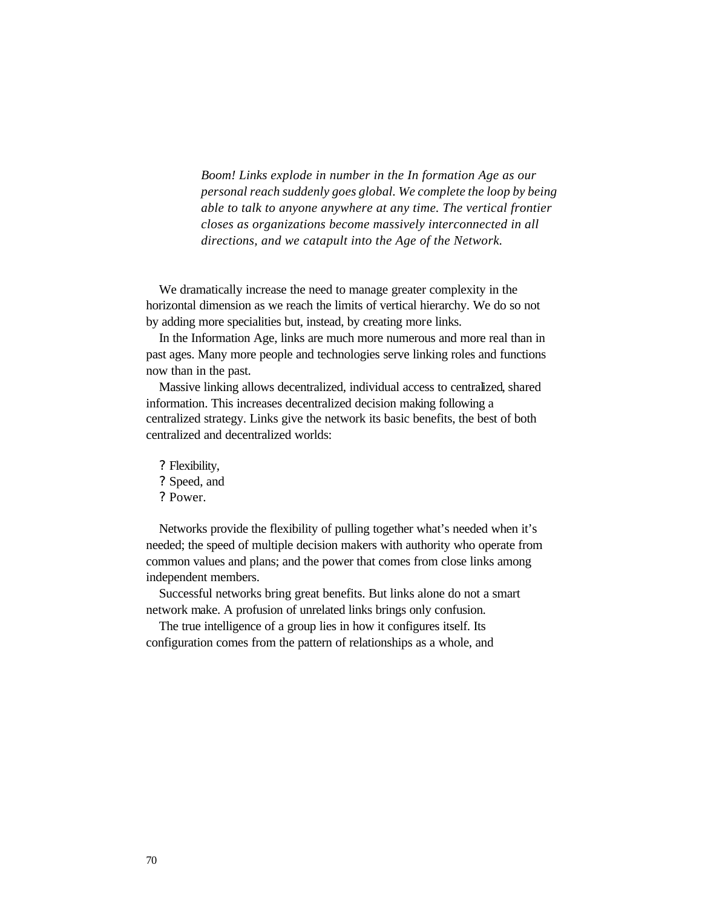*Boom! Links explode in number in the In formation Age as our personal reach suddenly goes global. We complete the loop by being able to talk to anyone anywhere at any time. The vertical frontier closes as organizations become massively interconnected in all directions, and we catapult into the Age of the Network.*

We dramatically increase the need to manage greater complexity in the horizontal dimension as we reach the limits of vertical hierarchy. We do so not by adding more specialities but, instead, by creating more links.

In the Information Age, links are much more numerous and more real than in past ages. Many more people and technologies serve linking roles and functions now than in the past.

Massive linking allows decentralized, individual access to centralized, shared information. This increases decentralized decision making following a centralized strategy. Links give the network its basic benefits, the best of both centralized and decentralized worlds:

- Flexibility,
- Speed, and
- Power.

Networks provide the flexibility of pulling together what's needed when it's needed; the speed of multiple decision makers with authority who operate from common values and plans; and the power that comes from close links among independent members.

Successful networks bring great benefits. But links alone do not a smart network make. A profusion of unrelated links brings only confusion.

The true intelligence of a group lies in how it configures itself. Its configuration comes from the pattern of relationships as a whole, and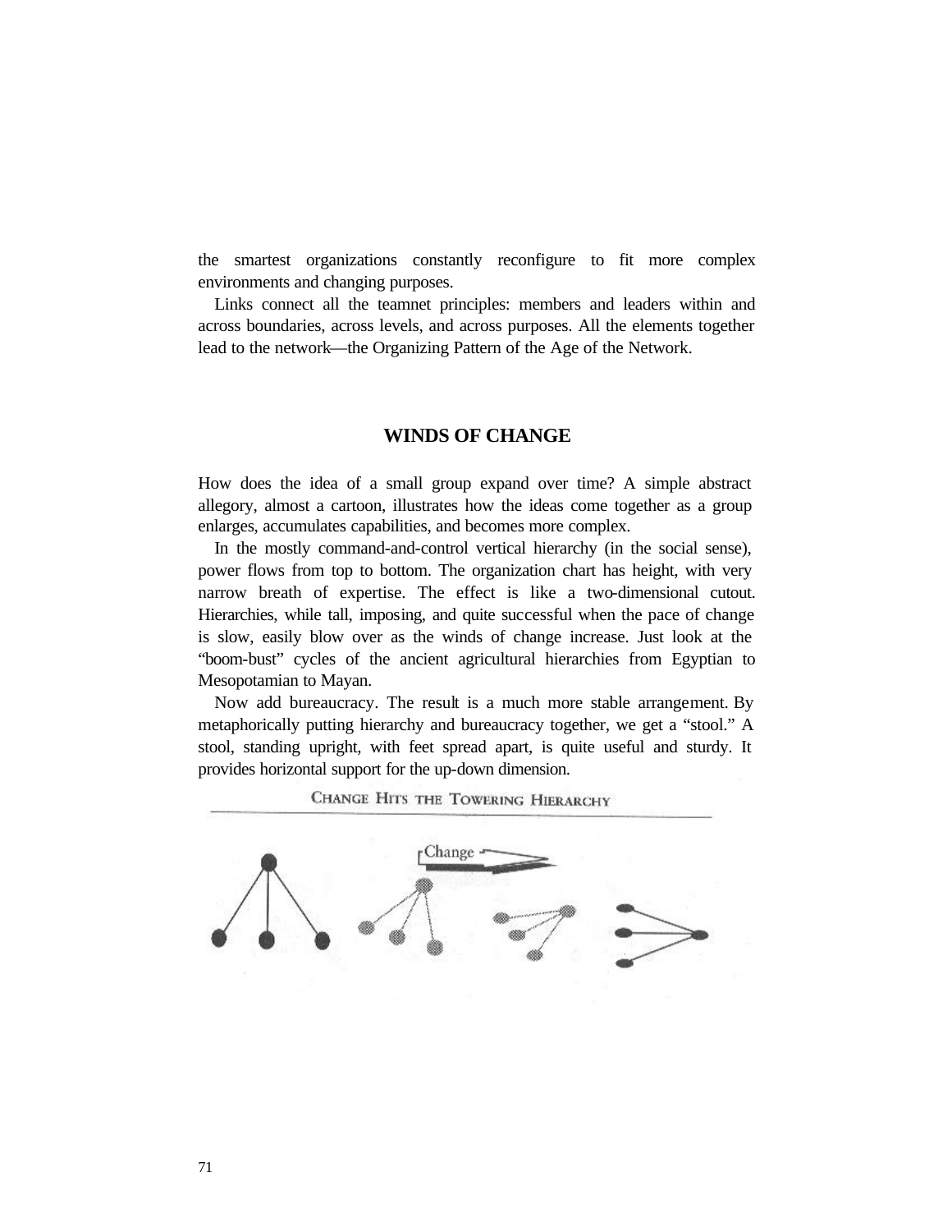the smartest organizations constantly reconfigure to fit more complex environments and changing purposes.

Links connect all the teamnet principles: members and leaders within and across boundaries, across levels, and across purposes. All the elements together lead to the network—the Organizing Pattern of the Age of the Network.

## WINDS OF CHANGE

How does the idea of a small group expand over time? A simple abstract allegory, almost a cartoon, illustrates how the ideas come together as a group enlarges, accumulates capabilities, and becomes more complex.

In the mostly command-and-control vertical hierarchy (in the social sense), power flows from top to bottom. The organization chart has height, with very narrow breath of expertise. The effect is like a two-dimensional cutout. Hierarchies, while tall, imposing, and quite successful when the pace of change is slow, easily blow over as the winds of change increase. Just look at the "boom-bust" cycles of the ancient agricultural hierarchies from Egyptian to Mesopotamian to Mayan.

Now add bureaucracy. The result is a much more stable arrangement. By metaphorically putting hierarchy and bureaucracy together, we get a "stool." A stool, standing upright, with feet spread apart, is quite useful and sturdy. It provides horizontal support for the up-down dimension.

CHANGE HITS THE TOWERING HIERARCHY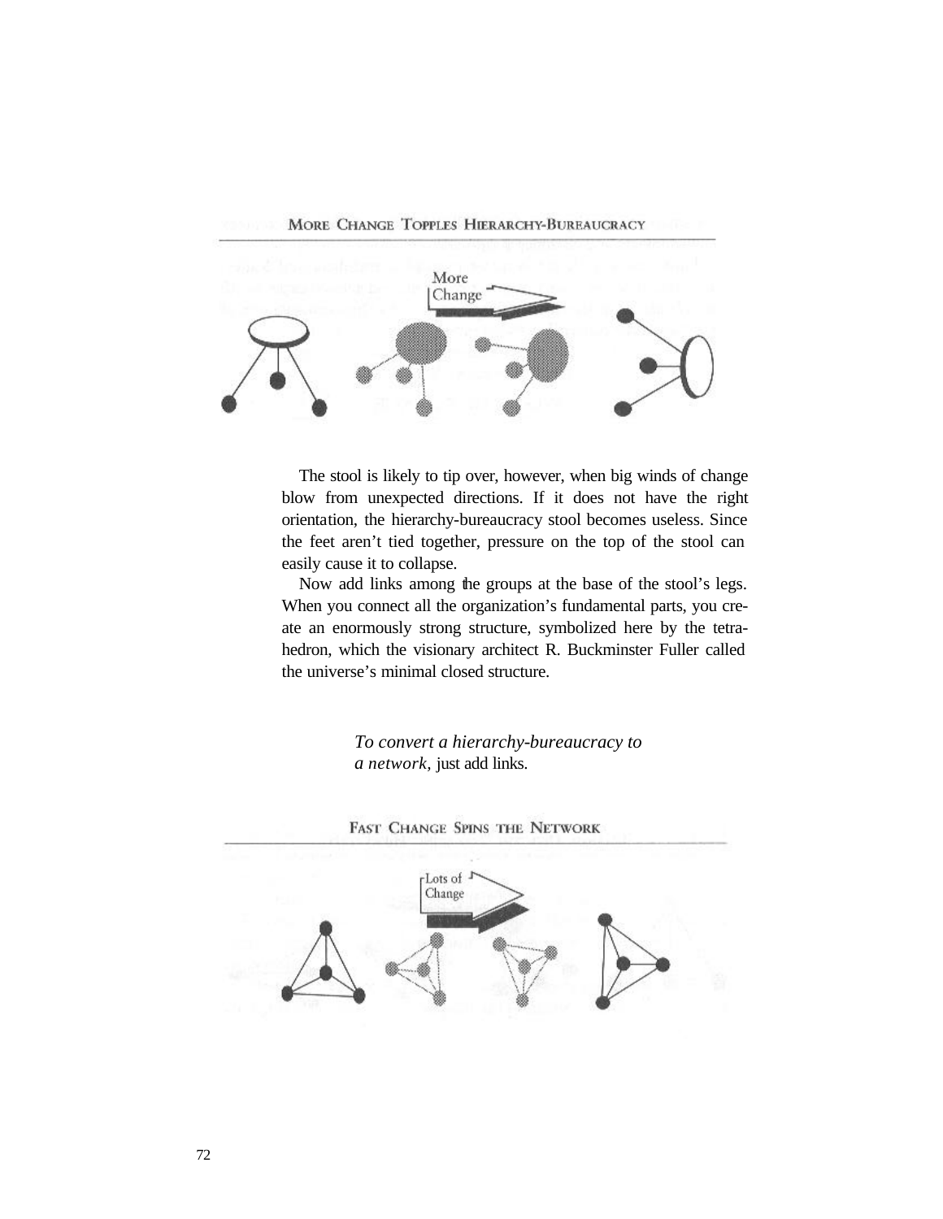**MORE CHANGE TOPPLES HIERARCHY-BUREAUCRACY**

The stool is likely to tip over, however, when big winds of change blow from unexpected directions. If it does not have the right orientation, the hierarchy-bureaucracy stool becomes useless. Since the feet aren't tied together, pressure on the top of the stool can easily cause it to collapse.

Now add links among the groups at the base of the stool's legs. When you connect all the organization's fundamental parts, you create an enormously strong structure, symbolized here by the tetrahedron, which the visionary architect R. Buckminster Fuller called the universe's minimal closed structure.

> *To convert a hierarchy-bureaucracy to a network*, just add links.

**FAST CHANGE SPINS THE NETWORK**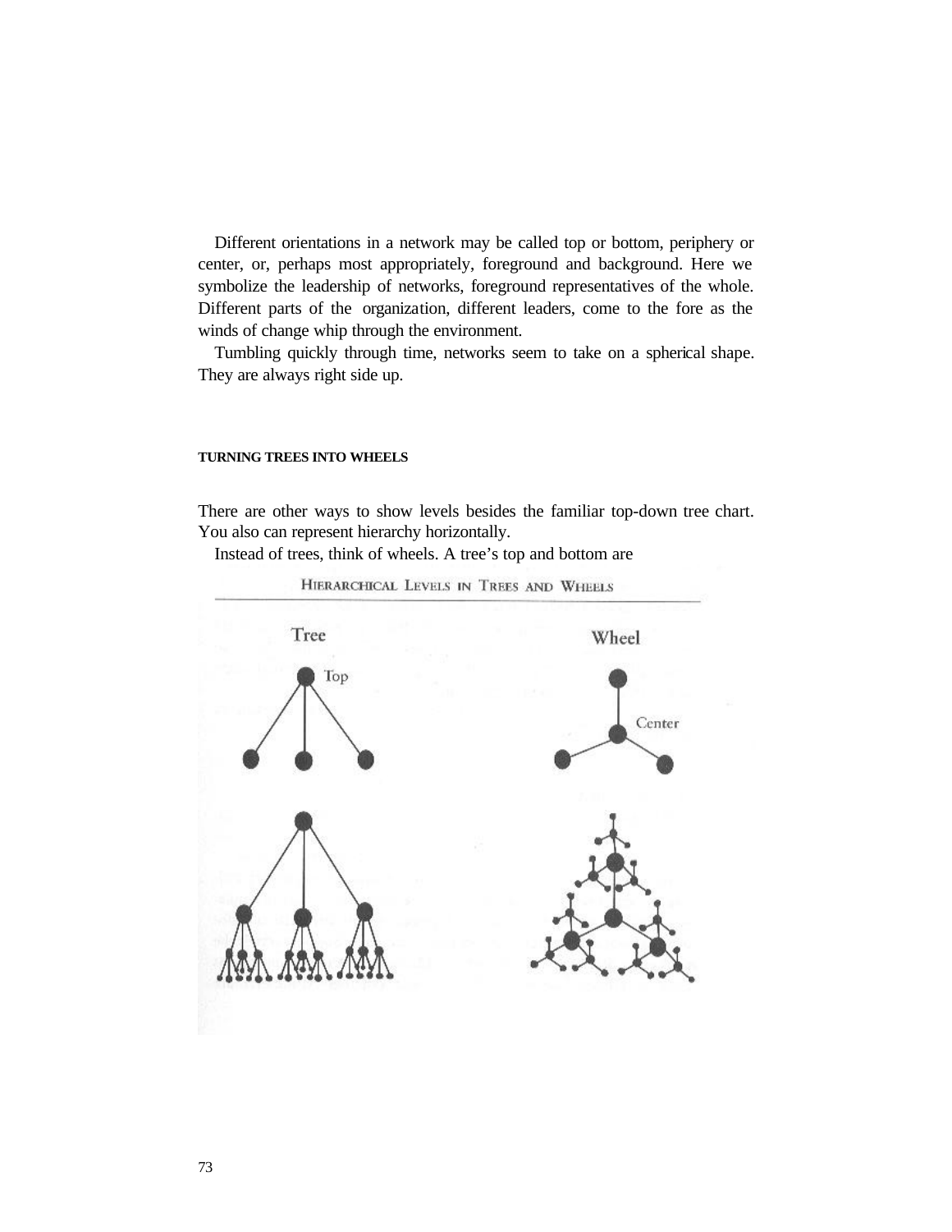Different orientations in a network may be called top or bottom, periphery or center, or, perhaps most appropriately, foreground and background. Here we symbolize the leadership of networks, foreground representatives of the whole. Different parts of the organization, different leaders, come to the fore as the winds of change whip through the environment.

Tumbling quickly through time, networks seem to take on a spherical shape. They are always right side up.

#### TURNING TREES INTO WHEELS

There are other ways to show levels besides the familiar top-down tree chart. You also can represent hierarchy horizontally.

Instead of trees, think of wheels. A tree's top and bottom are

HIERARCHICAL LEVELS IN TREES AND WHEELS

Tree — Top

Wheel — Center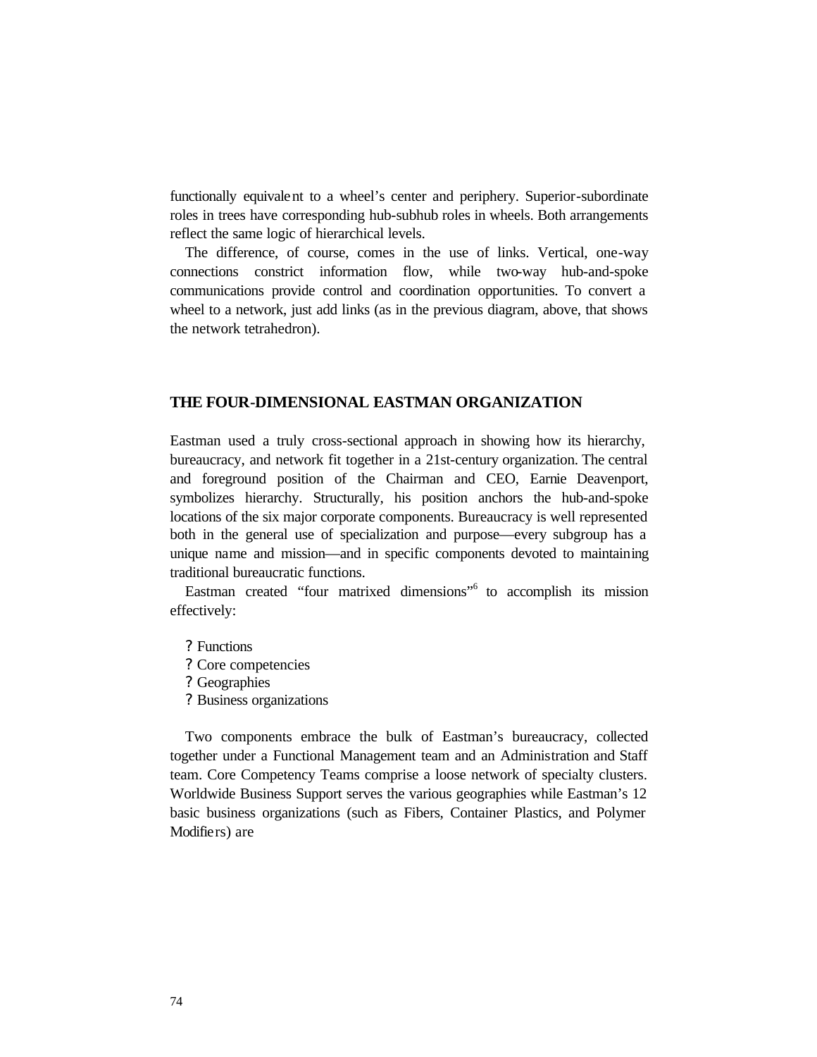functionally equivalent to a wheel's center and periphery. Superior-subordinate roles in trees have corresponding hub-subhub roles in wheels. Both arrangements reflect the same logic of hierarchical levels.

The difference, of course, comes in the use of links. Vertical, one-way connections constrict information flow, while two-way hub-and-spoke communications provide control and coordination opportunities. To convert a wheel to a network, just add links (as in the previous diagram, above, that shows the network tetrahedron).

## THE FOUR-DIMENSIONAL EASTMAN ORGANIZATION

Eastman used a truly cross-sectional approach in showing how its hierarchy, bureaucracy, and network fit together in a 21st-century organization. The central and foreground position of the Chairman and CEO, Earnie Deavenport, symbolizes hierarchy. Structurally, his position anchors the hub-and-spoke locations of the six major corporate components. Bureaucracy is well represented both in the general use of specialization and purpose—every subgroup has a unique name and mission—and in specific components devoted to maintaining traditional bureaucratic functions.

Eastman created "four matrixed dimensions"[6] to accomplish its mission effectively:

- Functions
- Core competencies
- Geographies
- Business organizations

Two components embrace the bulk of Eastman's bureaucracy, collected together under a Functional Management team and an Administration and Staff team. Core Competency Teams comprise a loose network of specialty clusters. Worldwide Business Support serves the various geographies while Eastman's 12 basic business organizations (such as Fibers, Container Plastics, and Polymer Modifiers) are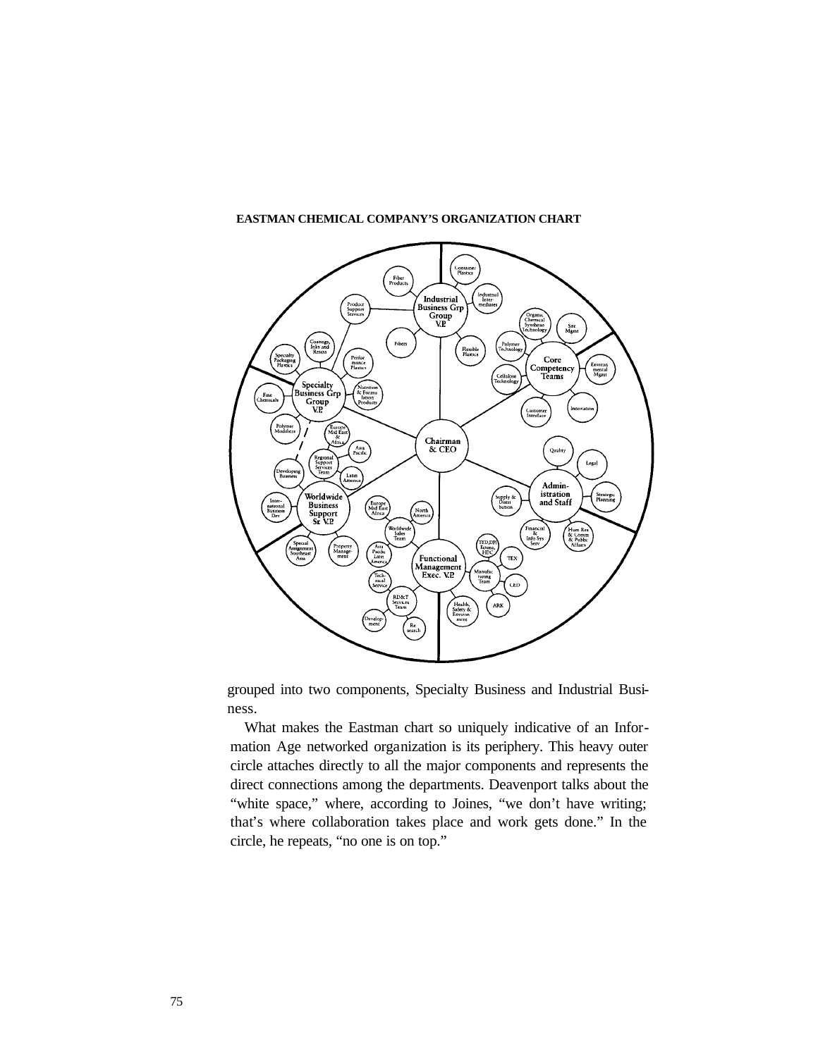**EASTMAN CHEMICAL COMPANY'S ORGANIZATION CHART**

grouped into two components, Specialty Business and Industrial Business.

What makes the Eastman chart so uniquely indicative of an Information Age networked organization is its periphery. This heavy outer circle attaches directly to all the major components and represents the direct connections among the departments. Deavenport talks about the "white space," where, according to Joines, "we don't have writing; that's where collaboration takes place and work gets done." In the circle, he repeats, "no one is on top."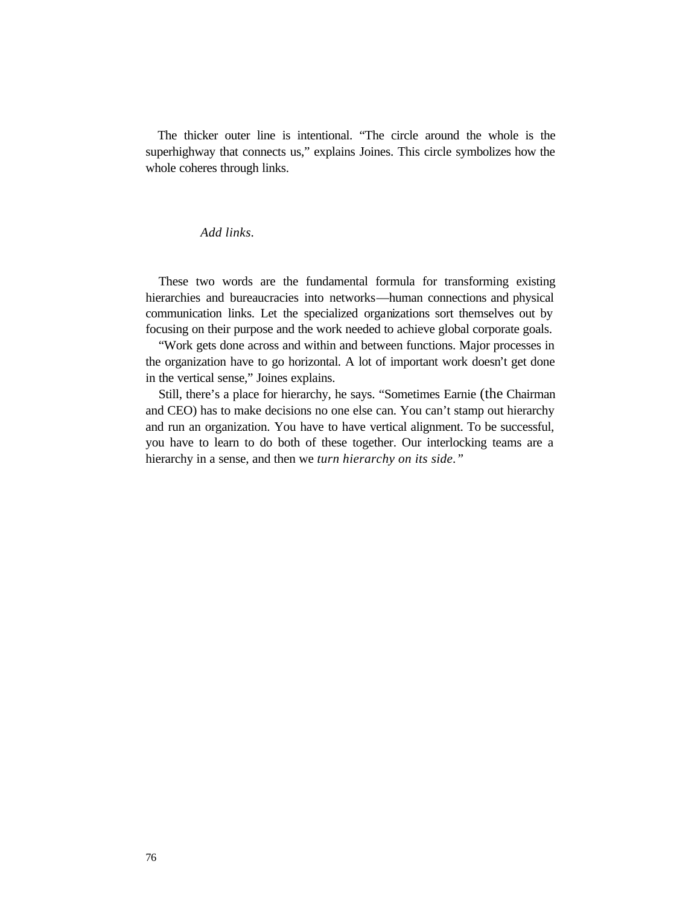The thicker outer line is intentional. “The circle around the whole is the superhighway that connects us,” explains Joines. This circle symbolizes how the whole coheres through links.

*Add links.*

These two words are the fundamental formula for transforming existing hierarchies and bureaucracies into networks—human connections and physical communication links. Let the specialized organizations sort themselves out by focusing on their purpose and the work needed to achieve global corporate goals.

“Work gets done across and within and between functions. Major processes in the organization have to go horizontal. A lot of important work doesn’t get done in the vertical sense,” Joines explains.

Still, there’s a place for hierarchy, he says. “Sometimes Earnie (the Chairman and CEO) has to make decisions no one else can. You can’t stamp out hierarchy and run an organization. You have to have vertical alignment. To be successful, you have to learn to do both of these together. Our interlocking teams are a hierarchy in a sense, and then we *turn hierarchy on its side.”*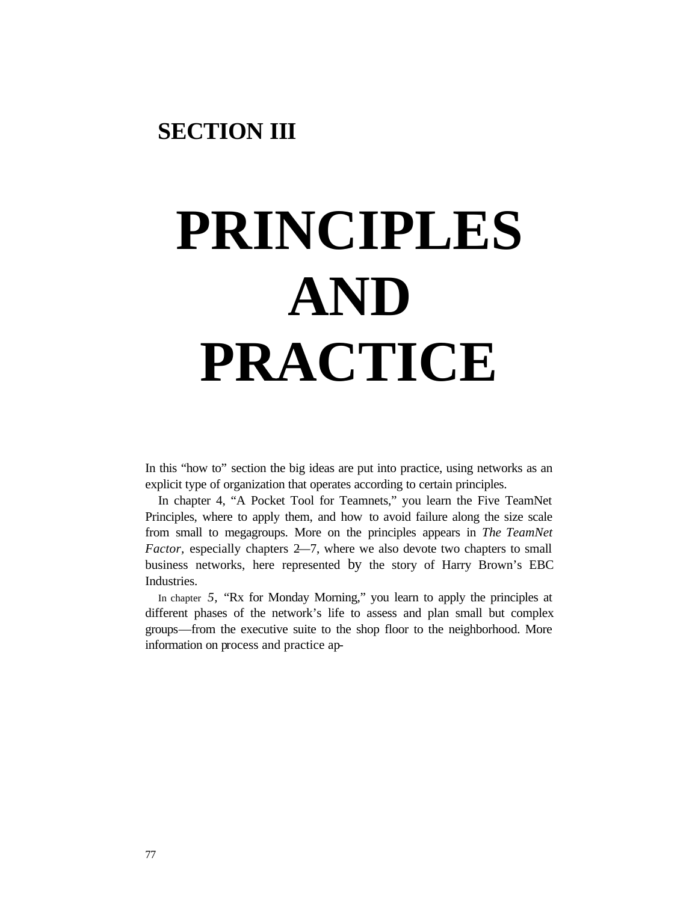## SECTION III

# PRINCIPLES AND PRACTICE

In this "how to" section the big ideas are put into practice, using networks as an explicit type of organization that operates according to certain principles.

In chapter 4, "A Pocket Tool for Teamnets," you learn the Five TeamNet Principles, where to apply them, and how to avoid failure along the size scale from small to megagroups. More on the principles appears in *The TeamNet Factor*, especially chapters 2—7, where we also devote two chapters to small business networks, here represented by the story of Harry Brown's EBC Industries.

In chapter 5, "Rx for Monday Morning," you learn to apply the principles at different phases of the network's life to assess and plan small but complex groups—from the executive suite to the shop floor to the neighborhood. More information on process and practice ap-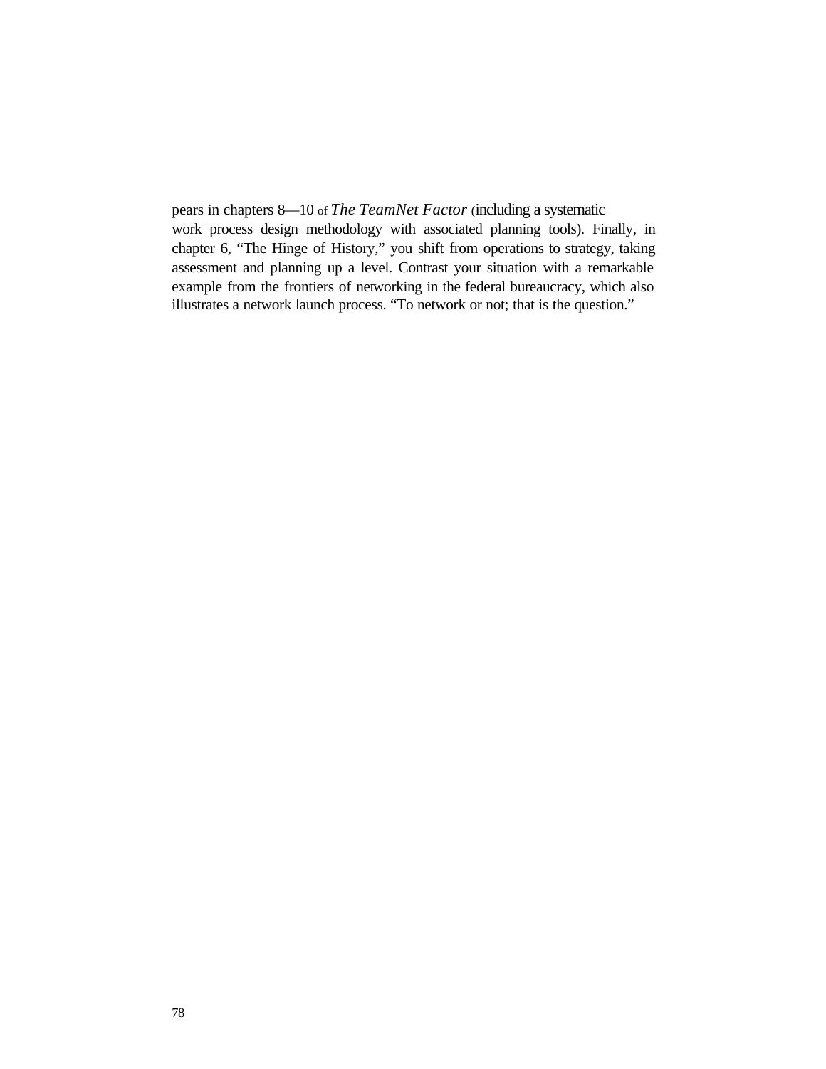pears in chapters 8—10 of *The TeamNet Factor* (including a systematic work process design methodology with associated planning tools). Finally, in chapter 6, "The Hinge of History," you shift from operations to strategy, taking assessment and planning up a level. Contrast your situation with a remarkable example from the frontiers of networking in the federal bureaucracy, which also illustrates a network launch process. "To network or not; that is the question."